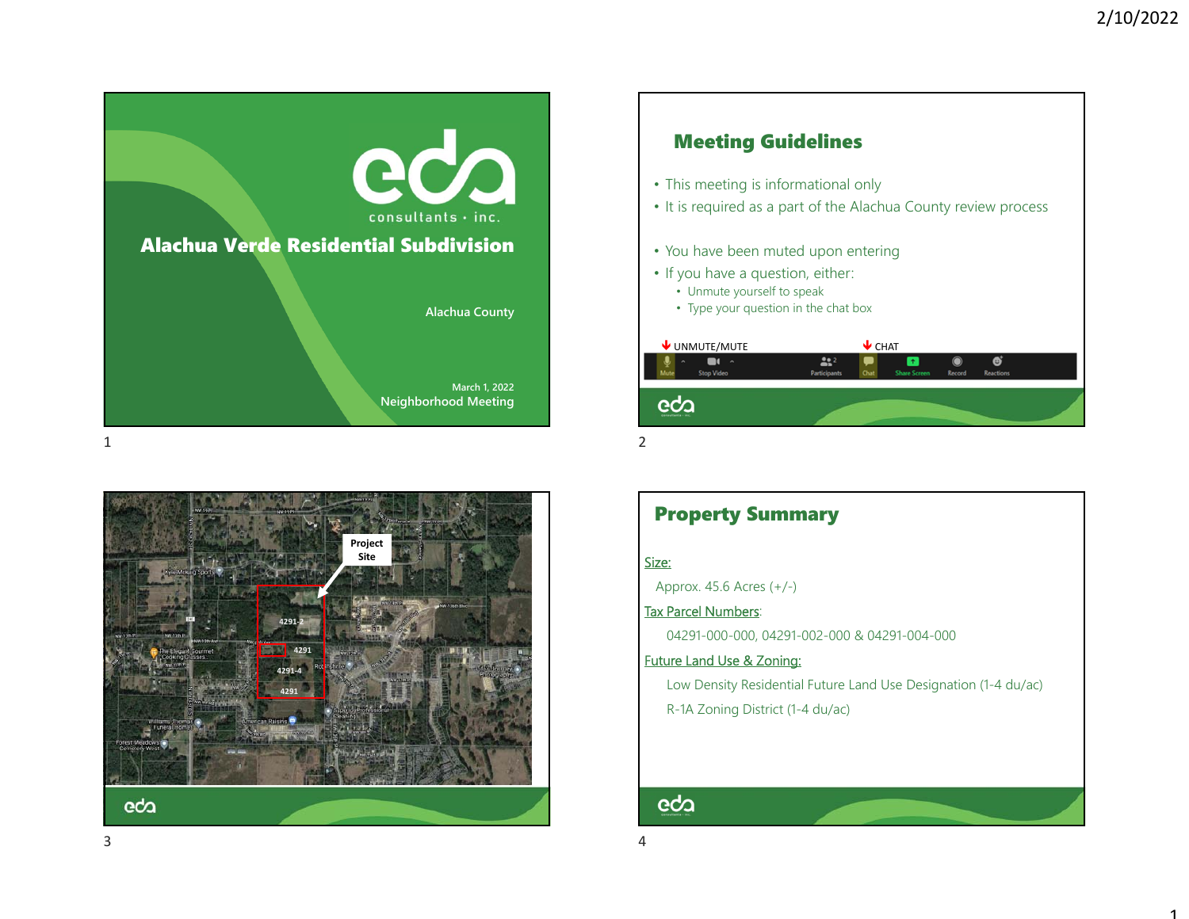## Alachua Verde Residential Subdivision

Alachua County

March 1, 2022

Neighborhood Meeting

## Meeting Guidelines

- This meeting is informational only
- It is required as a part of the Alachua County review process

- You have been muted upon entering
- If you have a question, either:
  - Unmute yourself to speak
  - Type your question in the chat box

UNMUTE/MUTE — CHAT

Project Site

4291-2

4291

4291-4

4291

## Property Summary

Size:

Approx. 45.6 Acres (+/-)

Tax Parcel Numbers:

04291-000-000, 04291-002-000 & 04291-004-000

Future Land Use & Zoning:

Low Density Residential Future Land Use Designation (1-4 du/ac)

R-1A Zoning District (1-4 du/ac)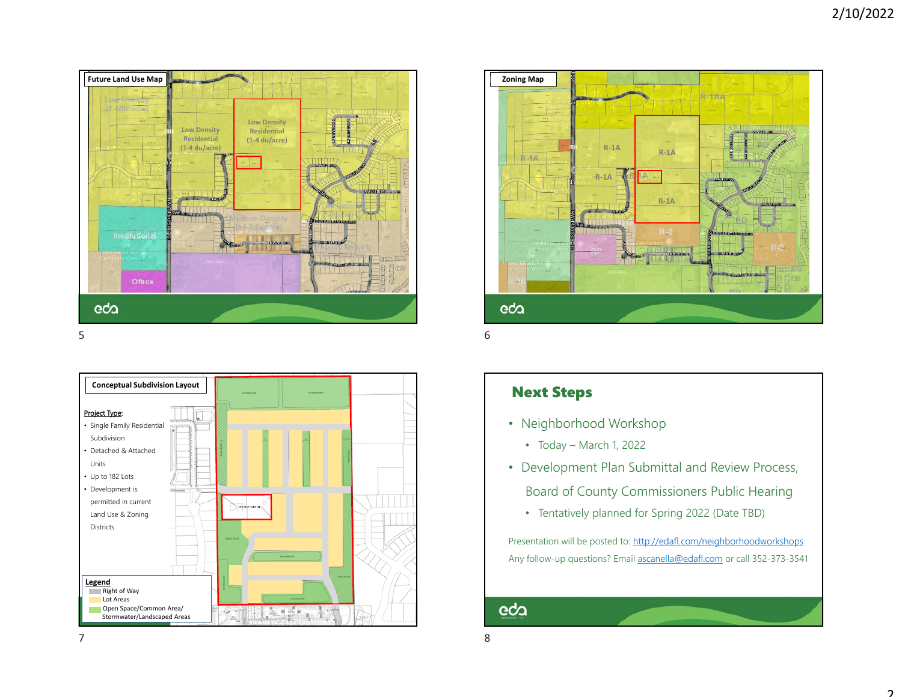## Future Land Use Map

Low Density (1-4 du/acre)

Low Density Residential (1-4 du/acre)

Low Density Residential (1-4 du/acre)

Medium Density (4-8 du/acre)

Institutional

Office

## Zoning Map

R-1AA

R-1A

R-1A

R-1A

R-1A

R-1A

R-2

R-2

PD

PD

RP

## Conceptual Subdivision Layout

Project Type:

- Single Family Residential Subdivision
- Detached & Attached Units
- Up to 182 Lots
- Development is permitted in current Land Use & Zoning Districts

Legend

- Right of Way
- Lot Areas
- Open Space/Common Area/ Stormwater/Landscaped Areas

## Next Steps

- Neighborhood Workshop
  - Today – March 1, 2022
- Development Plan Submittal and Review Process, Board of County Commissioners Public Hearing
  - Tentatively planned for Spring 2022 (Date TBD)

Presentation will be posted to: http://edafl.com/neighborhoodworkshops

Any follow-up questions? Email ascanella@edafl.com or call 352-373-3541